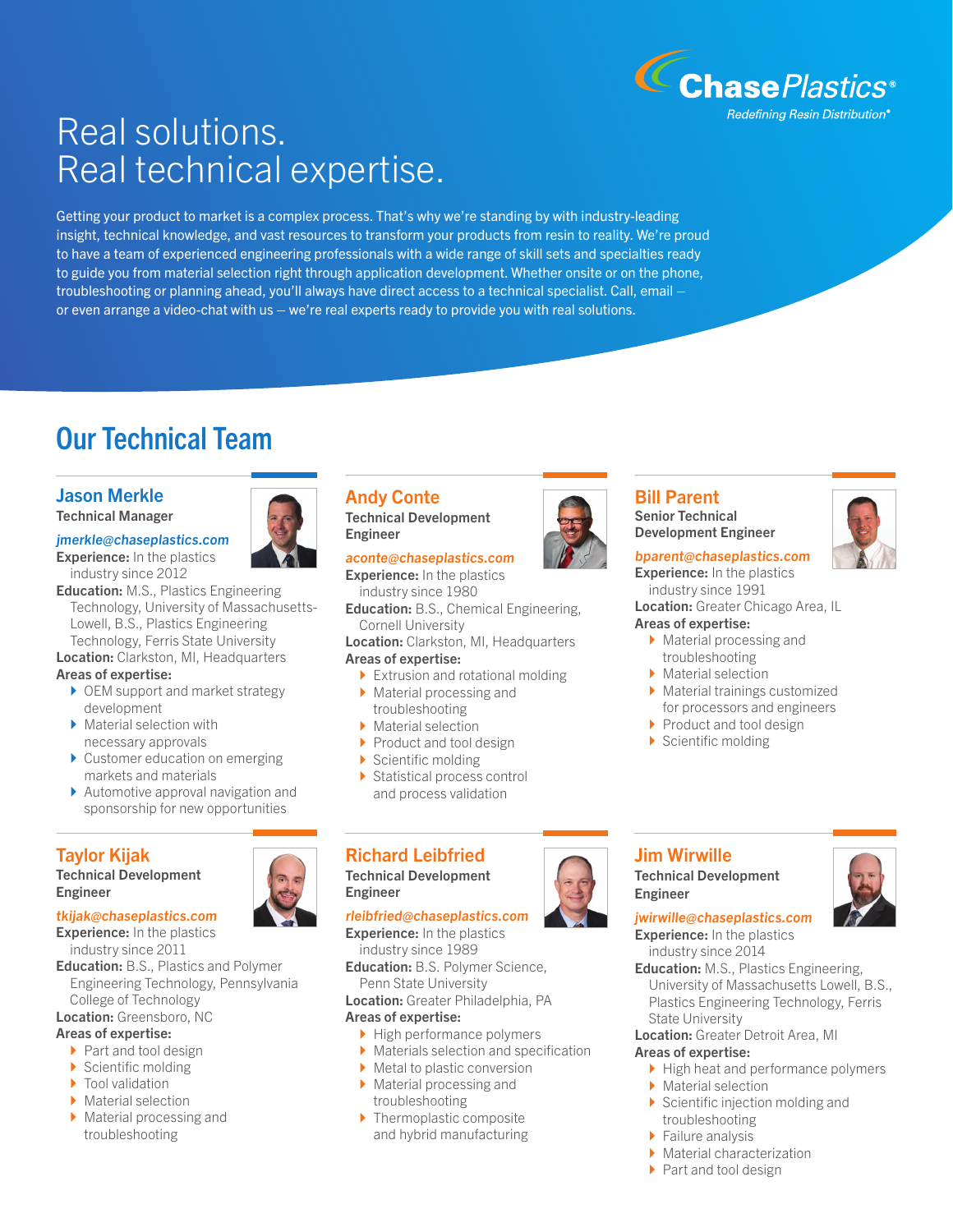ChasePlastics®

Redefining Resin Distribution®

# Real solutions. Real technical expertise.

Getting your product to market is a complex process. That's why we're standing by with industry-leading insight, technical knowledge, and vast resources to transform your products from resin to reality. We're proud to have a team of experienced engineering professionals with a wide range of skill sets and specialties ready to guide you from material selection right through application development. Whether onsite or on the phone, troubleshooting or planning ahead, you'll always have direct access to a technical specialist. Call, email – or even arrange a video-chat with us – we're real experts ready to provide you with real solutions.

## Our Technical Team

### Jason Merkle

**Technical Manager**

*jmerkle@chaseplastics.com*

**Experience:** In the plastics industry since 2012

**Education:** M.S., Plastics Engineering Technology, University of Massachusetts-Lowell, B.S., Plastics Engineering Technology, Ferris State University

**Location:** Clarkston, MI, Headquarters

**Areas of expertise:**

- OEM support and market strategy development
- Material selection with necessary approvals
- Customer education on emerging markets and materials
- Automotive approval navigation and sponsorship for new opportunities

### Andy Conte

**Technical Development Engineer**

*aconte@chaseplastics.com*

**Experience:** In the plastics industry since 1980

**Education:** B.S., Chemical Engineering, Cornell University

**Location:** Clarkston, MI, Headquarters

**Areas of expertise:**

- Extrusion and rotational molding
- Material processing and troubleshooting
- Material selection
- Product and tool design
- Scientific molding
- Statistical process control and process validation

### Bill Parent

**Senior Technical Development Engineer**

*bparent@chaseplastics.com*

**Experience:** In the plastics industry since 1991

**Location:** Greater Chicago Area, IL

**Areas of expertise:**

- Material processing and troubleshooting
- Material selection
- Material trainings customized for processors and engineers
- Product and tool design
- Scientific molding

### Taylor Kijak

**Technical Development Engineer**

*tkijak@chaseplastics.com*

**Experience:** In the plastics industry since 2011

**Education:** B.S., Plastics and Polymer Engineering Technology, Pennsylvania College of Technology

**Location:** Greensboro, NC

**Areas of expertise:**

- Part and tool design
- Scientific molding
- Tool validation
- Material selection
- Material processing and troubleshooting

### Richard Leibfried

**Technical Development Engineer**

*rleibfried@chaseplastics.com*

**Experience:** In the plastics industry since 1989

**Education:** B.S. Polymer Science, Penn State University

**Location:** Greater Philadelphia, PA

**Areas of expertise:**

- High performance polymers
- Materials selection and specification
- Metal to plastic conversion
- Material processing and troubleshooting
- Thermoplastic composite and hybrid manufacturing

### Jim Wirwille

**Technical Development Engineer**

*jwirwille@chaseplastics.com*

**Experience:** In the plastics industry since 2014

**Education:** M.S., Plastics Engineering, University of Massachusetts Lowell, B.S., Plastics Engineering Technology, Ferris State University

**Location:** Greater Detroit Area, MI

**Areas of expertise:**

- High heat and performance polymers
- Material selection
- Scientific injection molding and troubleshooting
- Failure analysis
- Material characterization
- Part and tool design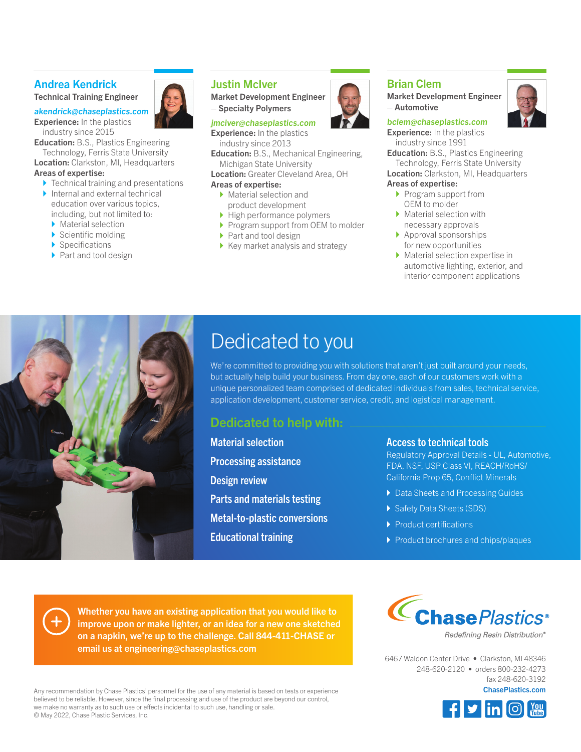## Andrea Kendrick

**Technical Training Engineer**

*akendrick@chaseplastics.com*

**Experience:** In the plastics industry since 2015

**Education:** B.S., Plastics Engineering Technology, Ferris State University

**Location:** Clarkston, MI, Headquarters

**Areas of expertise:**

- Technical training and presentations
- Internal and external technical education over various topics, including, but not limited to:
  - Material selection
  - Scientific molding
  - Specifications
  - Part and tool design

## Justin McIver

**Market Development Engineer – Specialty Polymers**

*jmciver@chaseplastics.com*

**Experience:** In the plastics industry since 2013

**Education:** B.S., Mechanical Engineering, Michigan State University

**Location:** Greater Cleveland Area, OH

**Areas of expertise:**

- Material selection and product development
- High performance polymers
- Program support from OEM to molder
- Part and tool design
- Key market analysis and strategy

## Brian Clem

**Market Development Engineer – Automotive**

*bclem@chaseplastics.com*

**Experience:** In the plastics industry since 1991

**Education:** B.S., Plastics Engineering Technology, Ferris State University

**Location:** Clarkston, MI, Headquarters

**Areas of expertise:**

- Program support from OEM to molder
- Material selection with necessary approvals
- Approval sponsorships for new opportunities
- Material selection expertise in automotive lighting, exterior, and interior component applications

# Dedicated to you

We're committed to providing you with solutions that aren't just built around your needs, but actually help build your business. From day one, each of our customers work with a unique personalized team comprised of dedicated individuals from sales, technical service, application development, customer service, credit, and logistical management.

## Dedicated to help with:

**Material selection**

**Processing assistance**

**Design review**

**Parts and materials testing**

**Metal-to-plastic conversions**

**Educational training**

**Access to technical tools**

Regulatory Approval Details - UL, Automotive, FDA, NSF, USP Class VI, REACH/RoHS/ California Prop 65, Conflict Minerals

- Data Sheets and Processing Guides
- Safety Data Sheets (SDS)
- Product certifications
- Product brochures and chips/plaques

**Whether you have an existing application that you would like to improve upon or make lighter, or an idea for a new one sketched on a napkin, we're up to the challenge. Call 844-411-CHASE or email us at engineering@chaseplastics.com**

ChasePlastics®

*Redefining Resin Distribution®*

6467 Waldon Center Drive • Clarkston, MI 48346
248-620-2120 • orders 800-232-4273
fax 248-620-3192
**ChasePlastics.com**

Any recommendation by Chase Plastics' personnel for the use of any material is based on tests or experience believed to be reliable. However, since the final processing and use of the product are beyond our control, we make no warranty as to such use or effects incidental to such use, handling or sale.
© May 2022, Chase Plastic Services, Inc.